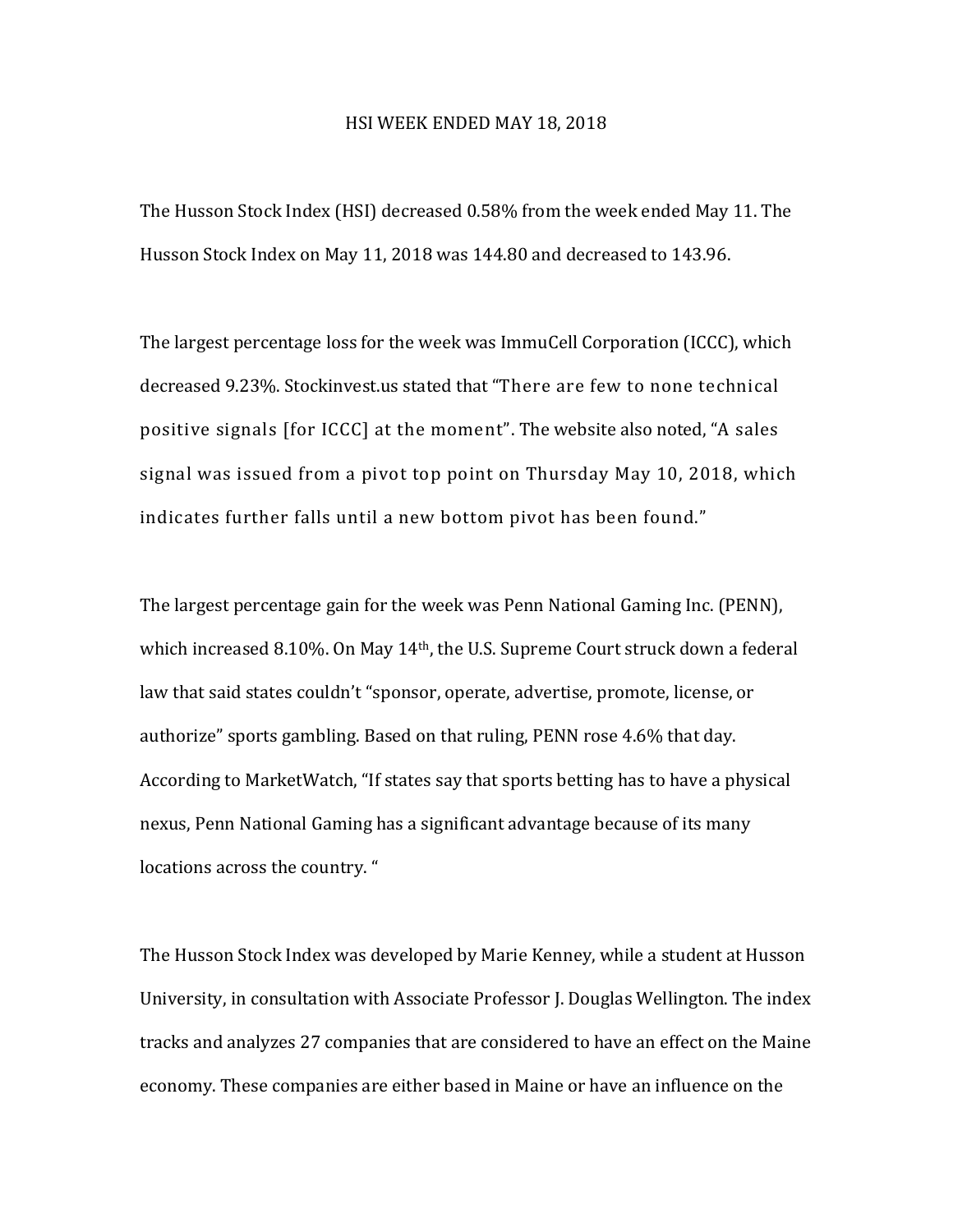# HSI WEEK ENDED MAY 18, 2018

The Husson Stock Index (HSI) decreased 0.58% from the week ended May 11. The Husson Stock Index on May 11, 2018 was 144.80 and decreased to 143.96.

The largest percentage loss for the week was ImmuCell Corporation (ICCC), which decreased 9.23%. Stockinvest.us stated that "There are few to none technical positive signals [for ICCC] at the moment". The website also noted, "A sales signal was issued from a pivot top point on Thursday May 10, 2018, which indicates further falls until a new bottom pivot has been found."

The largest percentage gain for the week was Penn National Gaming Inc. (PENN), which increased 8.10%. On May 14th, the U.S. Supreme Court struck down a federal law that said states couldn't "sponsor, operate, advertise, promote, license, or authorize" sports gambling. Based on that ruling, PENN rose 4.6% that day. According to MarketWatch, "If states say that sports betting has to have a physical nexus, Penn National Gaming has a significant advantage because of its many locations across the country. "

The Husson Stock Index was developed by Marie Kenney, while a student at Husson University, in consultation with Associate Professor J. Douglas Wellington. The index tracks and analyzes 27 companies that are considered to have an effect on the Maine economy. These companies are either based in Maine or have an influence on the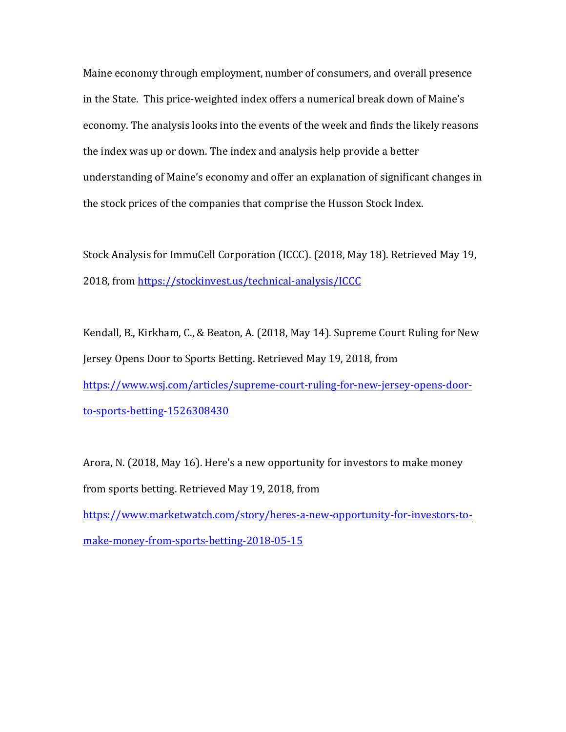Maine economy through employment, number of consumers, and overall presence in the State. This price-weighted index offers a numerical break down of Maine's economy. The analysis looks into the events of the week and finds the likely reasons the index was up or down. The index and analysis help provide a better understanding of Maine's economy and offer an explanation of significant changes in the stock prices of the companies that comprise the Husson Stock Index.

Stock Analysis for ImmuCell Corporation (ICCC). (2018, May 18). Retrieved May 19, 2018, from https://stockinvest.us/technical-analysis/ICCC

Kendall, B., Kirkham, C., & Beaton, A. (2018, May 14). Supreme Court Ruling for New Jersey Opens Door to Sports Betting. Retrieved May 19, 2018, from https://www.wsj.com/articles/supreme-court-ruling-for-new-jersey-opens-door-to-sports-betting-1526308430

Arora, N. (2018, May 16). Here's a new opportunity for investors to make money from sports betting. Retrieved May 19, 2018, from https://www.marketwatch.com/story/heres-a-new-opportunity-for-investors-to-make-money-from-sports-betting-2018-05-15